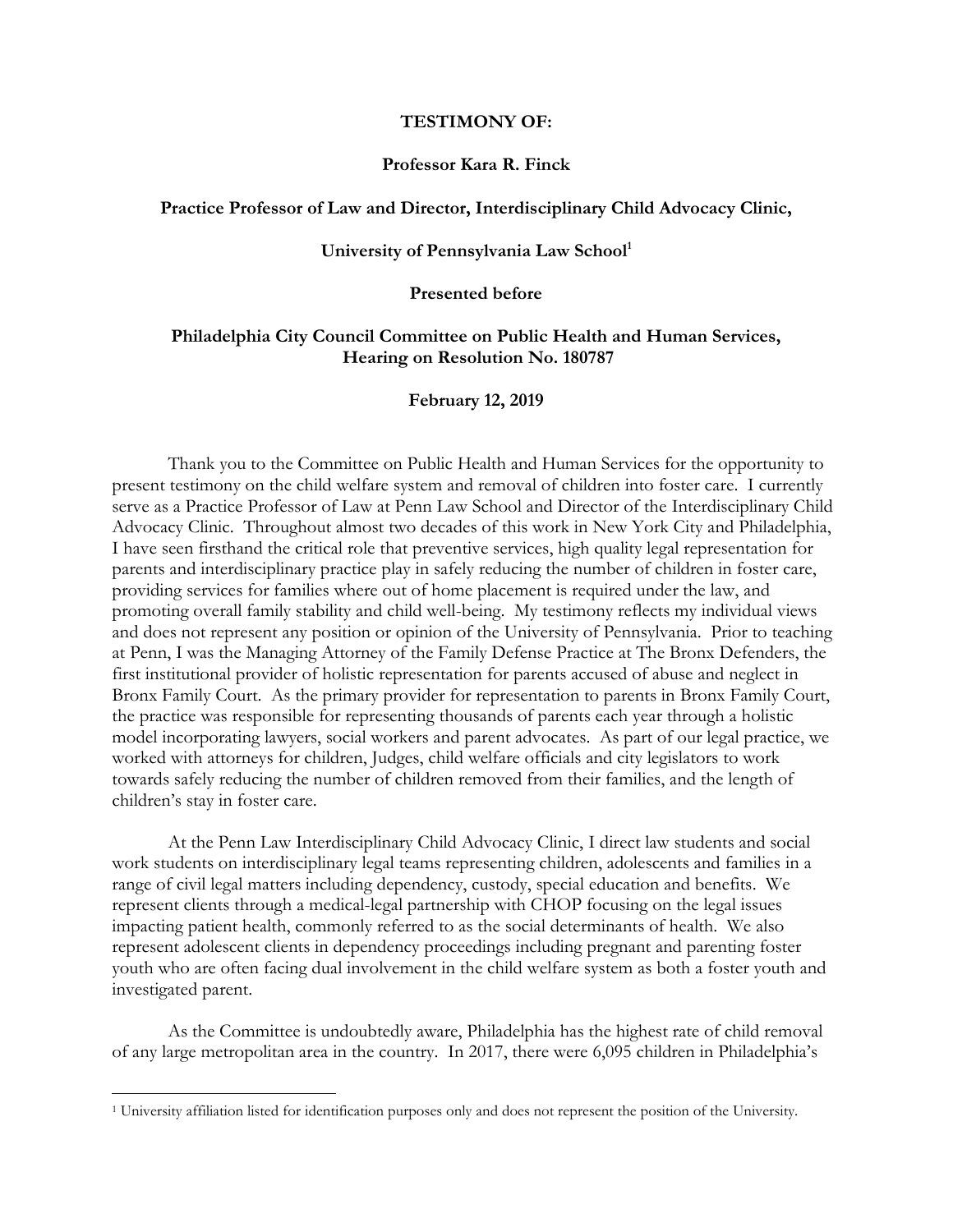**TESTIMONY OF:**

**Professor Kara R. Finck**

**Practice Professor of Law and Director, Interdisciplinary Child Advocacy Clinic,**

**University of Pennsylvania Law School[1]**

**Presented before**

**Philadelphia City Council Committee on Public Health and Human Services, Hearing on Resolution No. 180787**

**February 12, 2019**

Thank you to the Committee on Public Health and Human Services for the opportunity to present testimony on the child welfare system and removal of children into foster care. I currently serve as a Practice Professor of Law at Penn Law School and Director of the Interdisciplinary Child Advocacy Clinic. Throughout almost two decades of this work in New York City and Philadelphia, I have seen firsthand the critical role that preventive services, high quality legal representation for parents and interdisciplinary practice play in safely reducing the number of children in foster care, providing services for families where out of home placement is required under the law, and promoting overall family stability and child well-being. My testimony reflects my individual views and does not represent any position or opinion of the University of Pennsylvania. Prior to teaching at Penn, I was the Managing Attorney of the Family Defense Practice at The Bronx Defenders, the first institutional provider of holistic representation for parents accused of abuse and neglect in Bronx Family Court. As the primary provider for representation to parents in Bronx Family Court, the practice was responsible for representing thousands of parents each year through a holistic model incorporating lawyers, social workers and parent advocates. As part of our legal practice, we worked with attorneys for children, Judges, child welfare officials and city legislators to work towards safely reducing the number of children removed from their families, and the length of children's stay in foster care.

At the Penn Law Interdisciplinary Child Advocacy Clinic, I direct law students and social work students on interdisciplinary legal teams representing children, adolescents and families in a range of civil legal matters including dependency, custody, special education and benefits. We represent clients through a medical-legal partnership with CHOP focusing on the legal issues impacting patient health, commonly referred to as the social determinants of health. We also represent adolescent clients in dependency proceedings including pregnant and parenting foster youth who are often facing dual involvement in the child welfare system as both a foster youth and investigated parent.

As the Committee is undoubtedly aware, Philadelphia has the highest rate of child removal of any large metropolitan area in the country. In 2017, there were 6,095 children in Philadelphia's

---

[1] University affiliation listed for identification purposes only and does not represent the position of the University.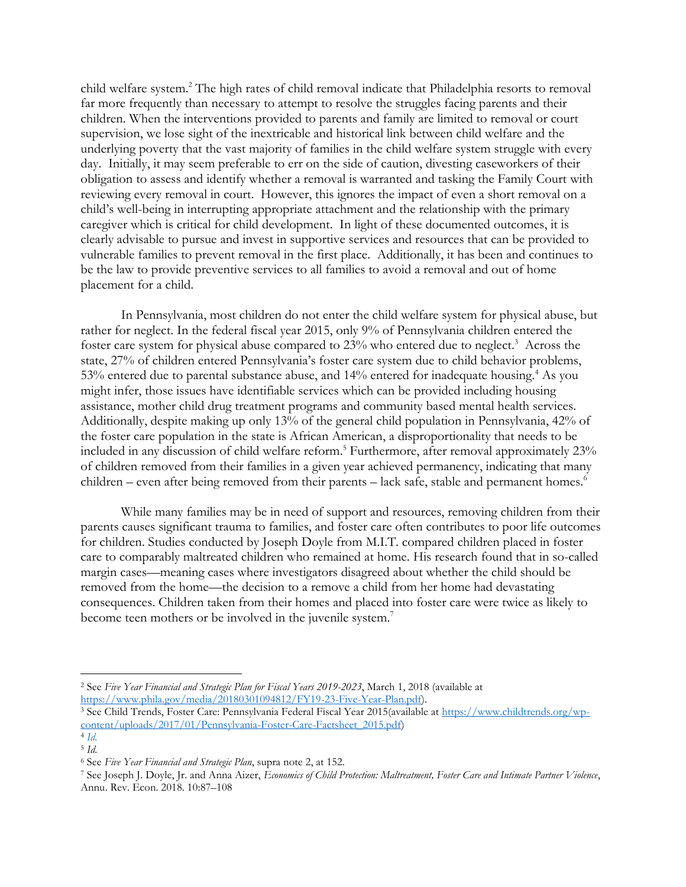child welfare system.[2] The high rates of child removal indicate that Philadelphia resorts to removal far more frequently than necessary to attempt to resolve the struggles facing parents and their children. When the interventions provided to parents and family are limited to removal or court supervision, we lose sight of the inextricable and historical link between child welfare and the underlying poverty that the vast majority of families in the child welfare system struggle with every day. Initially, it may seem preferable to err on the side of caution, divesting caseworkers of their obligation to assess and identify whether a removal is warranted and tasking the Family Court with reviewing every removal in court. However, this ignores the impact of even a short removal on a child's well-being in interrupting appropriate attachment and the relationship with the primary caregiver which is critical for child development. In light of these documented outcomes, it is clearly advisable to pursue and invest in supportive services and resources that can be provided to vulnerable families to prevent removal in the first place. Additionally, it has been and continues to be the law to provide preventive services to all families to avoid a removal and out of home placement for a child.

In Pennsylvania, most children do not enter the child welfare system for physical abuse, but rather for neglect. In the federal fiscal year 2015, only 9% of Pennsylvania children entered the foster care system for physical abuse compared to 23% who entered due to neglect.[3] Across the state, 27% of children entered Pennsylvania's foster care system due to child behavior problems, 53% entered due to parental substance abuse, and 14% entered for inadequate housing.[4] As you might infer, those issues have identifiable services which can be provided including housing assistance, mother child drug treatment programs and community based mental health services. Additionally, despite making up only 13% of the general child population in Pennsylvania, 42% of the foster care population in the state is African American, a disproportionality that needs to be included in any discussion of child welfare reform.[5] Furthermore, after removal approximately 23% of children removed from their families in a given year achieved permanency, indicating that many children – even after being removed from their parents – lack safe, stable and permanent homes.[6]

While many families may be in need of support and resources, removing children from their parents causes significant trauma to families, and foster care often contributes to poor life outcomes for children. Studies conducted by Joseph Doyle from M.I.T. compared children placed in foster care to comparably maltreated children who remained at home. His research found that in so-called margin cases—meaning cases where investigators disagreed about whether the child should be removed from the home—the decision to a remove a child from her home had devastating consequences. Children taken from their homes and placed into foster care were twice as likely to become teen mothers or be involved in the juvenile system.[7]

---

[2] See *Five Year Financial and Strategic Plan for Fiscal Years 2019-2023*, March 1, 2018 (available at https://www.phila.gov/media/20180301094812/FY19-23-Five-Year-Plan.pdf).

[3] See Child Trends, Foster Care: Pennsylvania Federal Fiscal Year 2015(available at https://www.childtrends.org/wp-content/uploads/2017/01/Pennsylvania-Foster-Care-Factsheet_2015.pdf)

[4] *Id.*

[5] *Id.*

[6] See *Five Year Financial and Strategic Plan*, supra note 2, at 152.

[7] See Joseph J. Doyle, Jr. and Anna Aizer, *Economics of Child Protection: Maltreatment, Foster Care and Intimate Partner Violence*, Annu. Rev. Econ. 2018. 10:87–108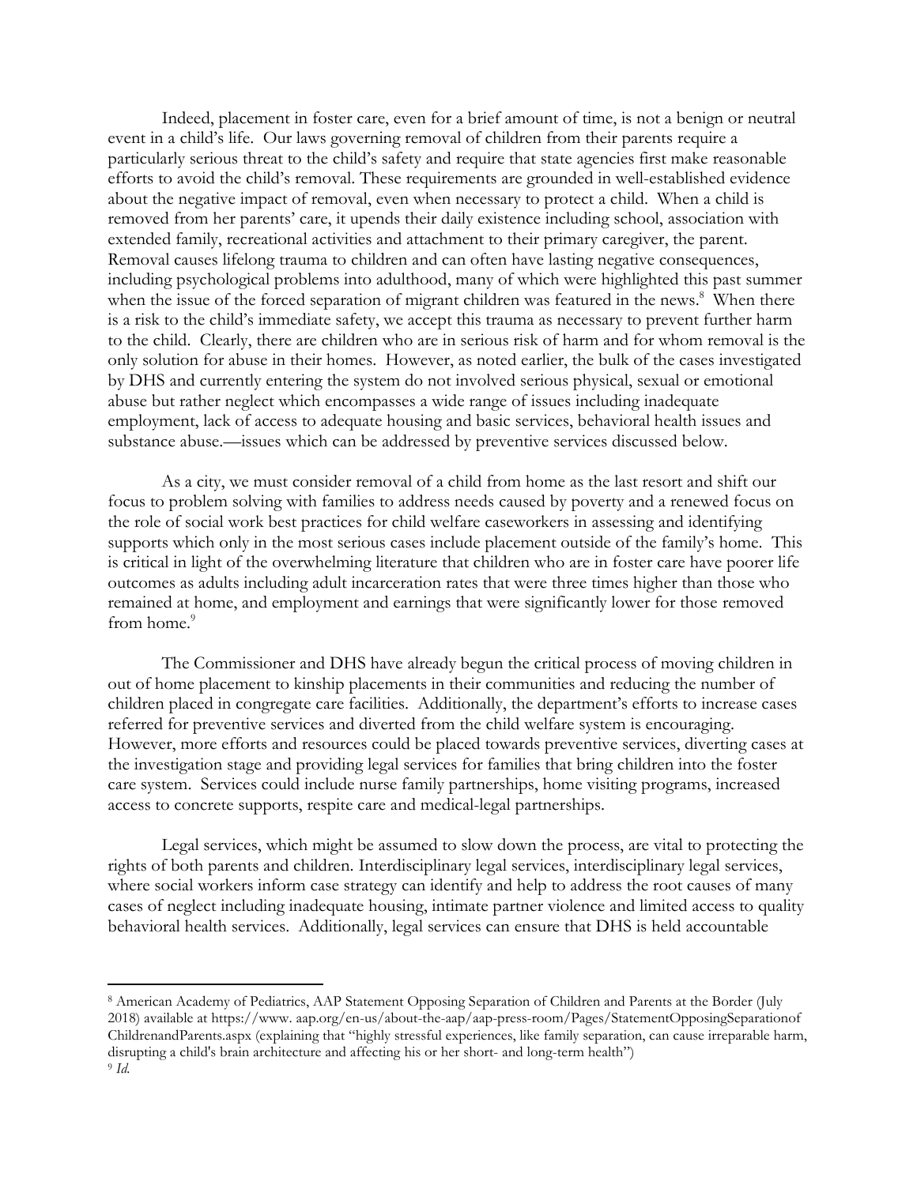Indeed, placement in foster care, even for a brief amount of time, is not a benign or neutral event in a child's life. Our laws governing removal of children from their parents require a particularly serious threat to the child's safety and require that state agencies first make reasonable efforts to avoid the child's removal. These requirements are grounded in well-established evidence about the negative impact of removal, even when necessary to protect a child. When a child is removed from her parents' care, it upends their daily existence including school, association with extended family, recreational activities and attachment to their primary caregiver, the parent. Removal causes lifelong trauma to children and can often have lasting negative consequences, including psychological problems into adulthood, many of which were highlighted this past summer when the issue of the forced separation of migrant children was featured in the news.[8] When there is a risk to the child's immediate safety, we accept this trauma as necessary to prevent further harm to the child. Clearly, there are children who are in serious risk of harm and for whom removal is the only solution for abuse in their homes. However, as noted earlier, the bulk of the cases investigated by DHS and currently entering the system do not involved serious physical, sexual or emotional abuse but rather neglect which encompasses a wide range of issues including inadequate employment, lack of access to adequate housing and basic services, behavioral health issues and substance abuse.—issues which can be addressed by preventive services discussed below.

As a city, we must consider removal of a child from home as the last resort and shift our focus to problem solving with families to address needs caused by poverty and a renewed focus on the role of social work best practices for child welfare caseworkers in assessing and identifying supports which only in the most serious cases include placement outside of the family's home. This is critical in light of the overwhelming literature that children who are in foster care have poorer life outcomes as adults including adult incarceration rates that were three times higher than those who remained at home, and employment and earnings that were significantly lower for those removed from home.[9]

The Commissioner and DHS have already begun the critical process of moving children in out of home placement to kinship placements in their communities and reducing the number of children placed in congregate care facilities. Additionally, the department's efforts to increase cases referred for preventive services and diverted from the child welfare system is encouraging. However, more efforts and resources could be placed towards preventive services, diverting cases at the investigation stage and providing legal services for families that bring children into the foster care system. Services could include nurse family partnerships, home visiting programs, increased access to concrete supports, respite care and medical-legal partnerships.

Legal services, which might be assumed to slow down the process, are vital to protecting the rights of both parents and children. Interdisciplinary legal services, interdisciplinary legal services, where social workers inform case strategy can identify and help to address the root causes of many cases of neglect including inadequate housing, intimate partner violence and limited access to quality behavioral health services. Additionally, legal services can ensure that DHS is held accountable

---

[8] American Academy of Pediatrics, AAP Statement Opposing Separation of Children and Parents at the Border (July 2018) available at https://www. aap.org/en-us/about-the-aap/aap-press-room/Pages/StatementOpposingSeparationof ChildrenandParents.aspx (explaining that "highly stressful experiences, like family separation, can cause irreparable harm, disrupting a child's brain architecture and affecting his or her short- and long-term health")

[9] *Id.*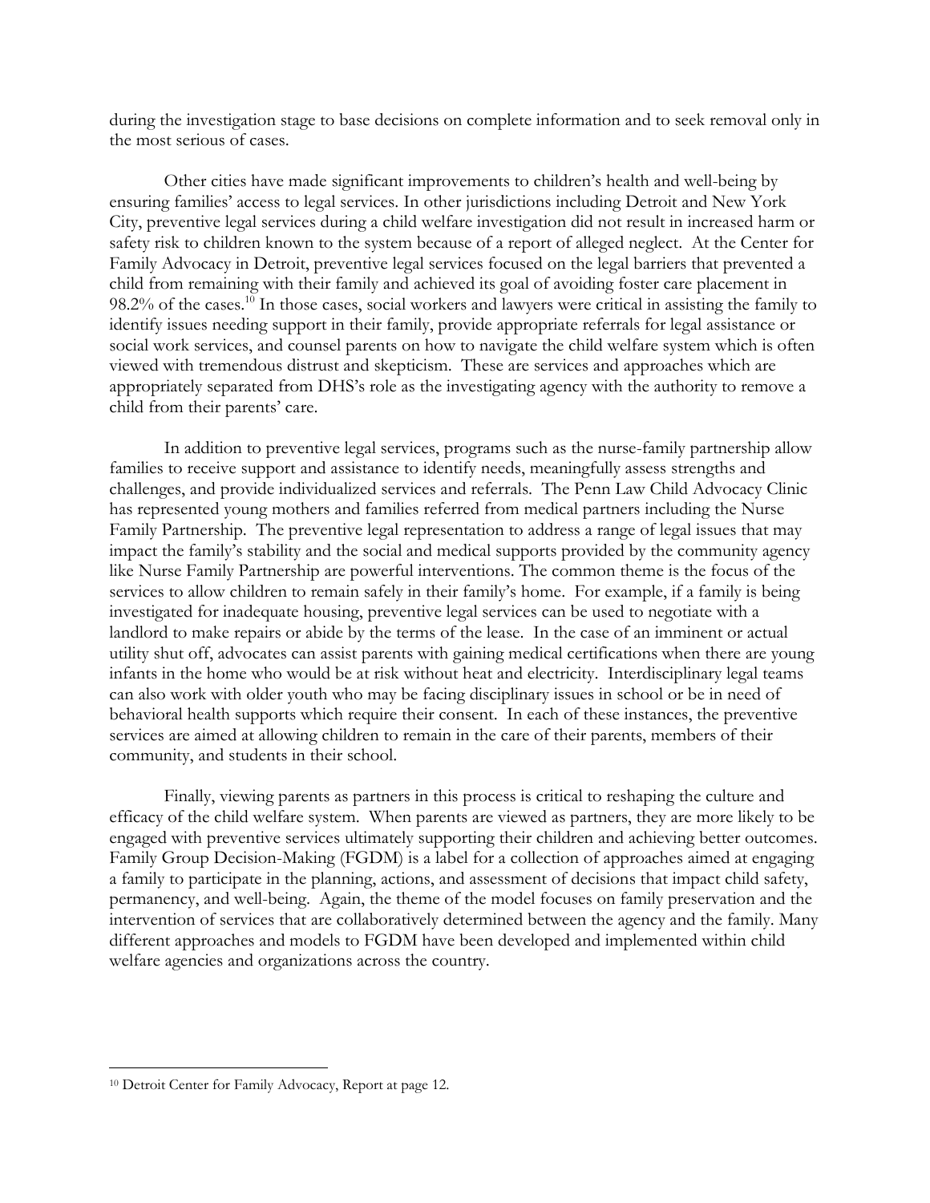during the investigation stage to base decisions on complete information and to seek removal only in the most serious of cases.

Other cities have made significant improvements to children's health and well-being by ensuring families' access to legal services. In other jurisdictions including Detroit and New York City, preventive legal services during a child welfare investigation did not result in increased harm or safety risk to children known to the system because of a report of alleged neglect. At the Center for Family Advocacy in Detroit, preventive legal services focused on the legal barriers that prevented a child from remaining with their family and achieved its goal of avoiding foster care placement in 98.2% of the cases.[10] In those cases, social workers and lawyers were critical in assisting the family to identify issues needing support in their family, provide appropriate referrals for legal assistance or social work services, and counsel parents on how to navigate the child welfare system which is often viewed with tremendous distrust and skepticism. These are services and approaches which are appropriately separated from DHS's role as the investigating agency with the authority to remove a child from their parents' care.

In addition to preventive legal services, programs such as the nurse-family partnership allow families to receive support and assistance to identify needs, meaningfully assess strengths and challenges, and provide individualized services and referrals. The Penn Law Child Advocacy Clinic has represented young mothers and families referred from medical partners including the Nurse Family Partnership. The preventive legal representation to address a range of legal issues that may impact the family's stability and the social and medical supports provided by the community agency like Nurse Family Partnership are powerful interventions. The common theme is the focus of the services to allow children to remain safely in their family's home. For example, if a family is being investigated for inadequate housing, preventive legal services can be used to negotiate with a landlord to make repairs or abide by the terms of the lease. In the case of an imminent or actual utility shut off, advocates can assist parents with gaining medical certifications when there are young infants in the home who would be at risk without heat and electricity. Interdisciplinary legal teams can also work with older youth who may be facing disciplinary issues in school or be in need of behavioral health supports which require their consent. In each of these instances, the preventive services are aimed at allowing children to remain in the care of their parents, members of their community, and students in their school.

Finally, viewing parents as partners in this process is critical to reshaping the culture and efficacy of the child welfare system. When parents are viewed as partners, they are more likely to be engaged with preventive services ultimately supporting their children and achieving better outcomes. Family Group Decision-Making (FGDM) is a label for a collection of approaches aimed at engaging a family to participate in the planning, actions, and assessment of decisions that impact child safety, permanency, and well-being. Again, the theme of the model focuses on family preservation and the intervention of services that are collaboratively determined between the agency and the family. Many different approaches and models to FGDM have been developed and implemented within child welfare agencies and organizations across the country.

---

[10] Detroit Center for Family Advocacy, Report at page 12.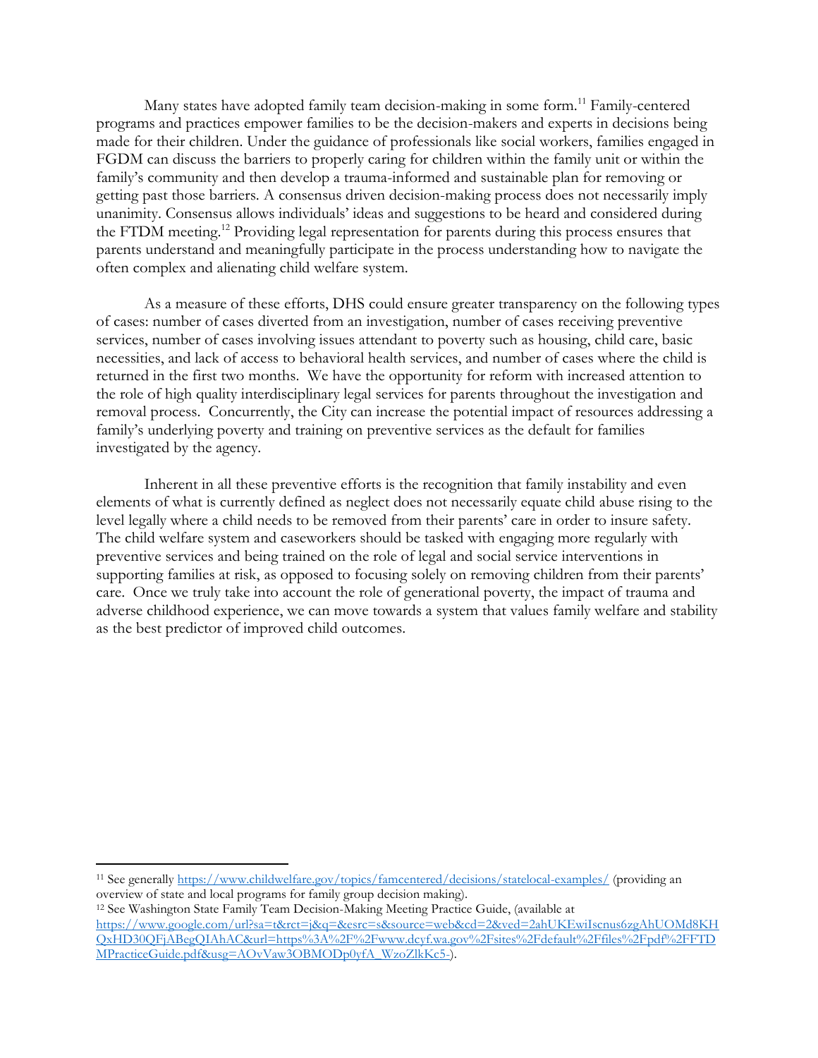Many states have adopted family team decision-making in some form.[11] Family-centered programs and practices empower families to be the decision-makers and experts in decisions being made for their children. Under the guidance of professionals like social workers, families engaged in FGDM can discuss the barriers to properly caring for children within the family unit or within the family's community and then develop a trauma-informed and sustainable plan for removing or getting past those barriers. A consensus driven decision-making process does not necessarily imply unanimity. Consensus allows individuals' ideas and suggestions to be heard and considered during the FTDM meeting.[12] Providing legal representation for parents during this process ensures that parents understand and meaningfully participate in the process understanding how to navigate the often complex and alienating child welfare system.

As a measure of these efforts, DHS could ensure greater transparency on the following types of cases: number of cases diverted from an investigation, number of cases receiving preventive services, number of cases involving issues attendant to poverty such as housing, child care, basic necessities, and lack of access to behavioral health services, and number of cases where the child is returned in the first two months. We have the opportunity for reform with increased attention to the role of high quality interdisciplinary legal services for parents throughout the investigation and removal process. Concurrently, the City can increase the potential impact of resources addressing a family's underlying poverty and training on preventive services as the default for families investigated by the agency.

Inherent in all these preventive efforts is the recognition that family instability and even elements of what is currently defined as neglect does not necessarily equate child abuse rising to the level legally where a child needs to be removed from their parents' care in order to insure safety. The child welfare system and caseworkers should be tasked with engaging more regularly with preventive services and being trained on the role of legal and social service interventions in supporting families at risk, as opposed to focusing solely on removing children from their parents' care. Once we truly take into account the role of generational poverty, the impact of trauma and adverse childhood experience, we can move towards a system that values family welfare and stability as the best predictor of improved child outcomes.

---

[11] See generally https://www.childwelfare.gov/topics/famcentered/decisions/statelocal-examples/ (providing an overview of state and local programs for family group decision making).

[12] See Washington State Family Team Decision-Making Meeting Practice Guide, (available at https://www.google.com/url?sa=t&rct=j&q=&esrc=s&source=web&cd=2&ved=2ahUKEwiIscnus6zgAhUOMd8KHQxHD30QFjABegQIAhAC&url=https%3A%2F%2Fwww.dcyf.wa.gov%2Fsites%2Fdefault%2Ffiles%2Fpdf%2FFTDMPracticeGuide.pdf&usg=AOvVaw3OBMODp0yfA_WzoZlkKc5-).